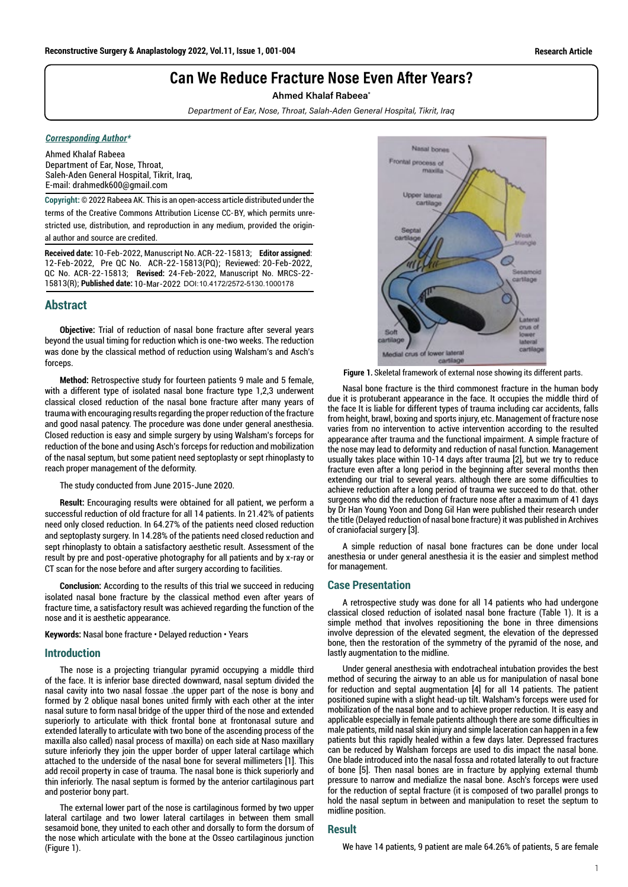# Can We Reduce Fracture Nose Even After Years?

**Ahmed Khalaf Rabeea***

*Department of Ear, Nose, Throat, Salah-Aden General Hospital, Tikrit, Iraq*

***Corresponding Author****

Ahmed Khalaf Rabeea
Department of Ear, Nose, Throat,
Saleh-Aden General Hospital, Tikrit, Iraq,
E-mail: drahmedk600@gmail.com

**Copyright:** © 2022 Rabeea AK. This is an open-access article distributed under the terms of the Creative Commons Attribution License CC-BY, which permits unrestricted use, distribution, and reproduction in any medium, provided the original author and source are credited.

**Received date:** 10-Feb-2022, Manuscript No. ACR-22-15813; **Editor assigned**: 12-Feb-2022, Pre QC No. ACR-22-15813(PQ); Reviewed: 20-Feb-2022, QC No. ACR-22-15813; **Revised:** 24-Feb-2022, Manuscript No. MRCS-22-15813(R); **Published date:** 10-Mar-2022 DOI:10.4172/2572-5130.1000178

## Abstract

**Objective:** Trial of reduction of nasal bone fracture after several years beyond the usual timing for reduction which is one-two weeks. The reduction was done by the classical method of reduction using Walsham's and Asch's forceps.

**Method:** Retrospective study for fourteen patients 9 male and 5 female, with a different type of isolated nasal bone fracture type 1,2,3 underwent classical closed reduction of the nasal bone fracture after many years of trauma with encouraging results regarding the proper reduction of the fracture and good nasal patency. The procedure was done under general anesthesia. Closed reduction is easy and simple surgery by using Walsham's forceps for reduction of the bone and using Asch's forceps for reduction and mobilization of the nasal septum, but some patient need septoplasty or sept rhinoplasty to reach proper management of the deformity.

The study conducted from June 2015-June 2020.

**Result:** Encouraging results were obtained for all patient, we perform a successful reduction of old fracture for all 14 patients. In 21.42% of patients need only closed reduction. In 64.27% of the patients need closed reduction and septoplasty surgery. In 14.28% of the patients need closed reduction and sept rhinoplasty to obtain a satisfactory aesthetic result. Assessment of the result by pre and post-operative photography for all patients and by x-ray or CT scan for the nose before and after surgery according to facilities.

**Conclusion:** According to the results of this trial we succeed in reducing isolated nasal bone fracture by the classical method even after years of fracture time, a satisfactory result was achieved regarding the function of the nose and it is aesthetic appearance.

**Keywords:** Nasal bone fracture • Delayed reduction • Years

## Introduction

The nose is a projecting triangular pyramid occupying a middle third of the face. It is inferior base directed downward, nasal septum divided the nasal cavity into two nasal fossae .the upper part of the nose is bony and formed by 2 oblique nasal bones united firmly with each other at the inter nasal suture to form nasal bridge of the upper third of the nose and extended superiorly to articulate with thick frontal bone at frontonasal suture and extended laterally to articulate with two bone of the ascending process of the maxilla also called) nasal process of maxilla) on each side at Naso maxillary suture inferiorly they join the upper border of upper lateral cartilage which attached to the underside of the nasal bone for several millimeters [1]. This add recoil property in case of trauma. The nasal bone is thick superiorly and thin inferiorly. The nasal septum is formed by the anterior cartilaginous part and posterior bony part.

The external lower part of the nose is cartilaginous formed by two upper lateral cartilage and two lower lateral cartilages in between them small sesamoid bone, they united to each other and dorsally to form the dorsum of the nose which articulate with the bone at the Osseo cartilaginous junction (Figure 1).

Nasal bones
Frontal process of maxilla
Upper lateral cartilage
Septal cartilage
Weak triangle
Sesamoid cartilage
Lateral crus of lower lateral cartilage
Soft cartilage
Medial crus of lower lateral cartilage

**Figure 1.** Skeletal framework of external nose showing its different parts.

Nasal bone fracture is the third commonest fracture in the human body due it is protuberant appearance in the face. It occupies the middle third of the face It is liable for different types of trauma including car accidents, falls from height, brawl, boxing and sports injury, etc. Management of fracture nose varies from no intervention to active intervention according to the resulted appearance after trauma and the functional impairment. A simple fracture of the nose may lead to deformity and reduction of nasal function. Management usually takes place within 10-14 days after trauma [2], but we try to reduce fracture even after a long period in the beginning after several months then extending our trial to several years. although there are some difficulties to achieve reduction after a long period of trauma we succeed to do that. other surgeons who did the reduction of fracture nose after a maximum of 41 days by Dr Han Young Yoon and Dong Gil Han were published their research under the title (Delayed reduction of nasal bone fracture) it was published in Archives of craniofacial surgery [3].

A simple reduction of nasal bone fractures can be done under local anesthesia or under general anesthesia it is the easier and simplest method for management.

## Case Presentation

A retrospective study was done for all 14 patients who had undergone classical closed reduction of isolated nasal bone fracture (Table 1). It is a simple method that involves repositioning the bone in three dimensions involve depression of the elevated segment, the elevation of the depressed bone, then the restoration of the symmetry of the pyramid of the nose, and lastly augmentation to the midline.

Under general anesthesia with endotracheal intubation provides the best method of securing the airway to an able us for manipulation of nasal bone for reduction and septal augmentation [4] for all 14 patients. The patient positioned supine with a slight head-up tilt. Walsham's forceps were used for mobilization of the nasal bone and to achieve proper reduction. It is easy and applicable especially in female patients although there are some difficulties in male patients, mild nasal skin injury and simple laceration can happen in a few patients but this rapidly healed within a few days later. Depressed fractures can be reduced by Walsham forceps are used to dis impact the nasal bone. One blade introduced into the nasal fossa and rotated laterally to out fracture of bone [5]. Then nasal bones are in fracture by applying external thumb pressure to narrow and medialize the nasal bone. Asch's forceps were used for the reduction of septal fracture (it is composed of two parallel prongs to hold the nasal septum in between and manipulation to reset the septum to midline position.

## Result

We have 14 patients, 9 patient are male 64.26% of patients, 5 are female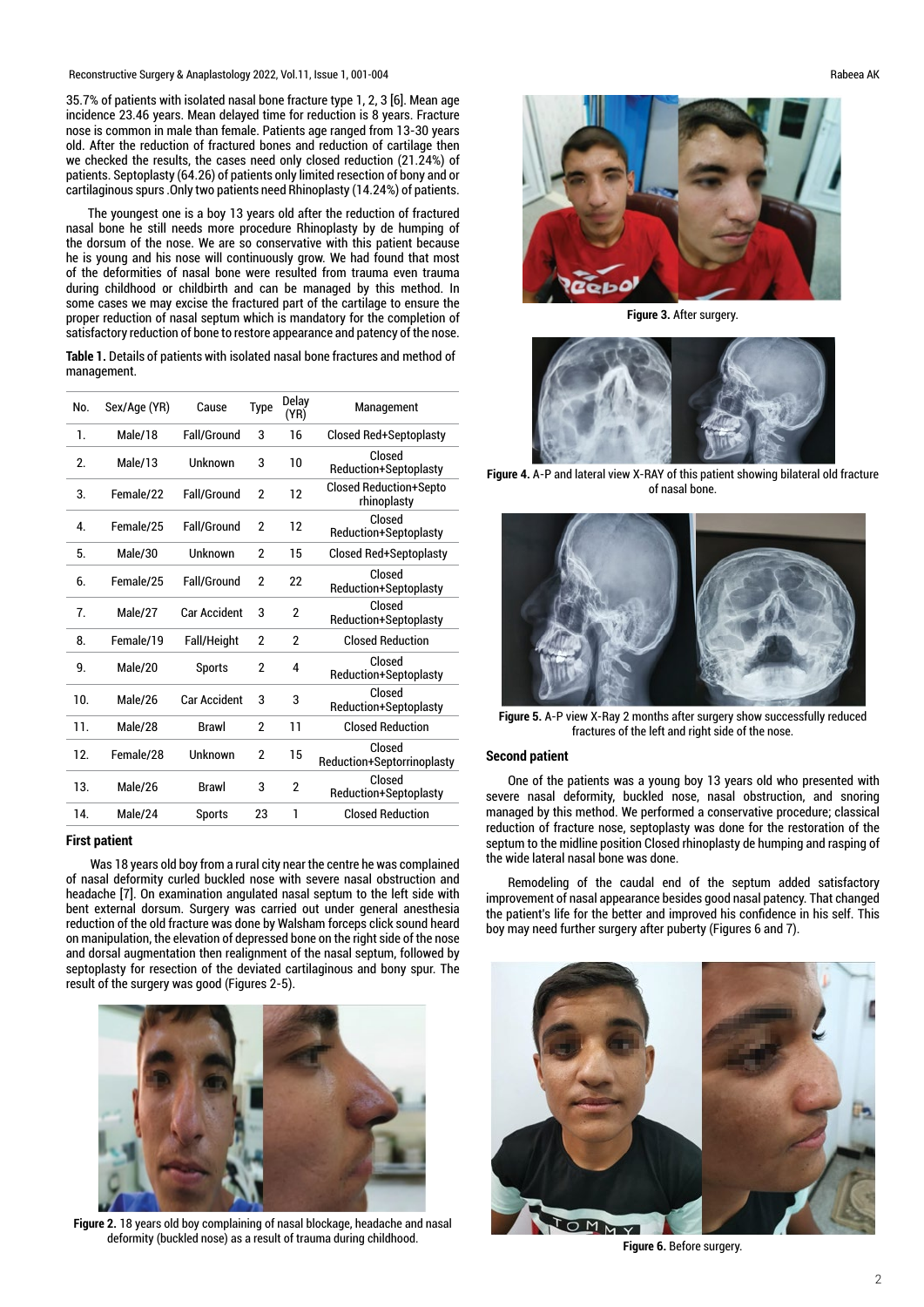35.7% of patients with isolated nasal bone fracture type 1, 2, 3 [6]. Mean age incidence 23.46 years. Mean delayed time for reduction is 8 years. Fracture nose is common in male than female. Patients age ranged from 13-30 years old. After the reduction of fractured bones and reduction of cartilage then we checked the results, the cases need only closed reduction (21.24%) of patients. Septoplasty (64.26) of patients only limited resection of bony and or cartilaginous spurs .Only two patients need Rhinoplasty (14.24%) of patients.

The youngest one is a boy 13 years old after the reduction of fractured nasal bone he still needs more procedure Rhinoplasty by de humping of the dorsum of the nose. We are so conservative with this patient because he is young and his nose will continuously grow. We had found that most of the deformities of nasal bone were resulted from trauma even trauma during childhood or childbirth and can be managed by this method. In some cases we may excise the fractured part of the cartilage to ensure the proper reduction of nasal septum which is mandatory for the completion of satisfactory reduction of bone to restore appearance and patency of the nose.

**Table 1.** Details of patients with isolated nasal bone fractures and method of management.

| No. | Sex/Age (YR) | Cause | Type | Delay (YR) | Management |
|---|---|---|---|---|---|
| 1. | Male/18 | Fall/Ground | 3 | 16 | Closed Red+Septoplasty |
| 2. | Male/13 | Unknown | 3 | 10 | Closed Reduction+Septoplasty |
| 3. | Female/22 | Fall/Ground | 2 | 12 | Closed Reduction+Septo rhinoplasty |
| 4. | Female/25 | Fall/Ground | 2 | 12 | Closed Reduction+Septoplasty |
| 5. | Male/30 | Unknown | 2 | 15 | Closed Red+Septoplasty |
| 6. | Female/25 | Fall/Ground | 2 | 22 | Closed Reduction+Septoplasty |
| 7. | Male/27 | Car Accident | 3 | 2 | Closed Reduction+Septoplasty |
| 8. | Female/19 | Fall/Height | 2 | 2 | Closed Reduction |
| 9. | Male/20 | Sports | 2 | 4 | Closed Reduction+Septoplasty |
| 10. | Male/26 | Car Accident | 3 | 3 | Closed Reduction+Septoplasty |
| 11. | Male/28 | Brawl | 2 | 11 | Closed Reduction |
| 12. | Female/28 | Unknown | 2 | 15 | Closed Reduction+Septorrinoplasty |
| 13. | Male/26 | Brawl | 3 | 2 | Closed Reduction+Septoplasty |
| 14. | Male/24 | Sports | 23 | 1 | Closed Reduction |

**First patient**

Was 18 years old boy from a rural city near the centre he was complained of nasal deformity curled buckled nose with severe nasal obstruction and headache [7]. On examination angulated nasal septum to the left side with bent external dorsum. Surgery was carried out under general anesthesia reduction of the old fracture was done by Walsham forceps click sound heard on manipulation, the elevation of depressed bone on the right side of the nose and dorsal augmentation then realignment of the nasal septum, followed by septoplasty for resection of the deviated cartilaginous and bony spur. The result of the surgery was good (Figures 2-5).

**Figure 2.** 18 years old boy complaining of nasal blockage, headache and nasal deformity (buckled nose) as a result of trauma during childhood.

**Figure 3.** After surgery.

**Figure 4.** A-P and lateral view X-RAY of this patient showing bilateral old fracture of nasal bone.

**Figure 5.** A-P view X-Ray 2 months after surgery show successfully reduced fractures of the left and right side of the nose.

**Second patient**

One of the patients was a young boy 13 years old who presented with severe nasal deformity, buckled nose, nasal obstruction, and snoring managed by this method. We performed a conservative procedure; classical reduction of fracture nose, septoplasty was done for the restoration of the septum to the midline position Closed rhinoplasty de humping and rasping of the wide lateral nasal bone was done.

Remodeling of the caudal end of the septum added satisfactory improvement of nasal appearance besides good nasal patency. That changed the patient's life for the better and improved his confidence in his self. This boy may need further surgery after puberty (Figures 6 and 7).

**Figure 6.** Before surgery.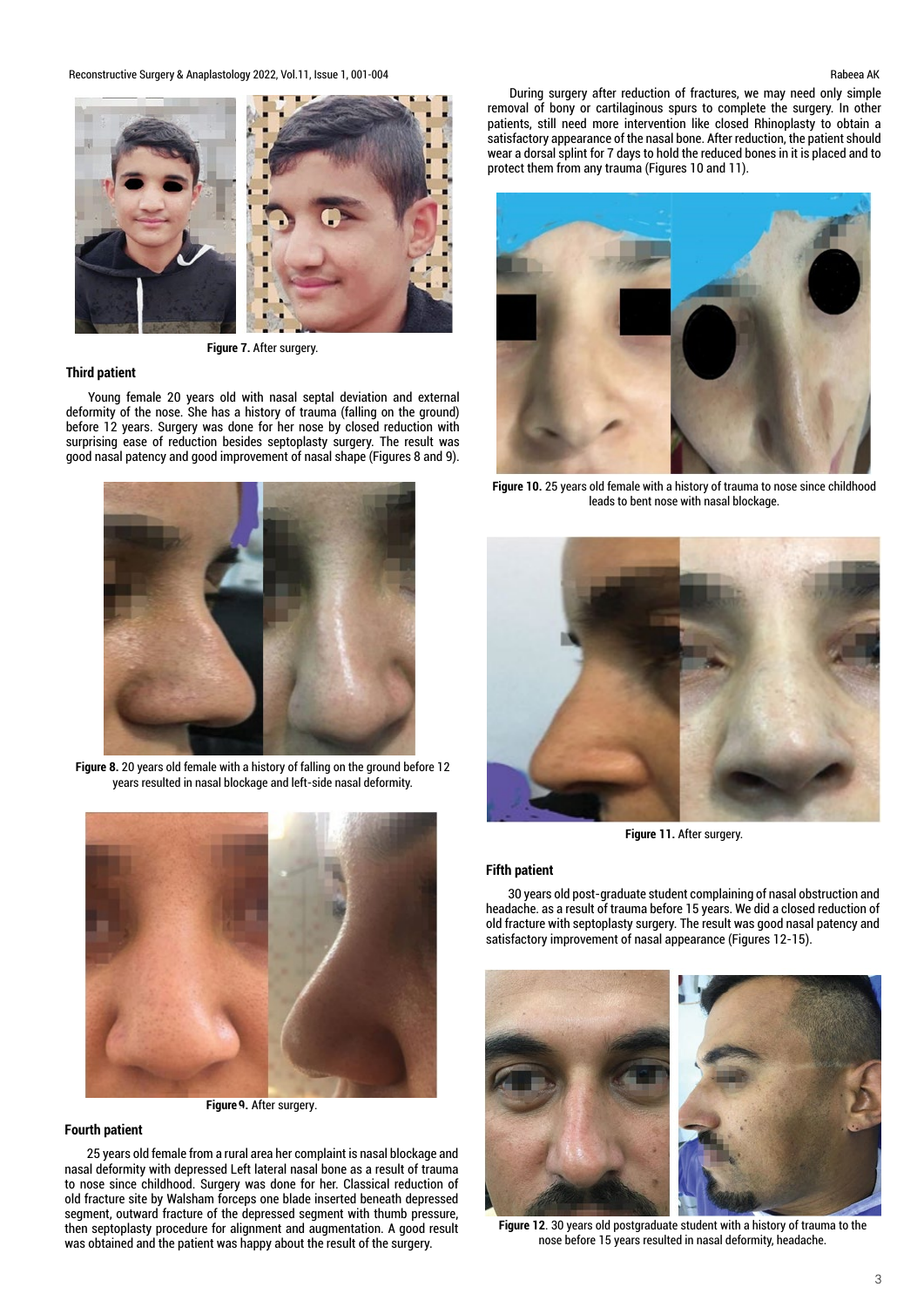Figure 7. After surgery.

### Third patient

Young female 20 years old with nasal septal deviation and external deformity of the nose. She has a history of trauma (falling on the ground) before 12 years. Surgery was done for her nose by closed reduction with surprising ease of reduction besides septoplasty surgery. The result was good nasal patency and good improvement of nasal shape (Figures 8 and 9).

Figure 8. 20 years old female with a history of falling on the ground before 12 years resulted in nasal blockage and left-side nasal deformity.

Figure 9. After surgery.

### Fourth patient

25 years old female from a rural area her complaint is nasal blockage and nasal deformity with depressed Left lateral nasal bone as a result of trauma to nose since childhood. Surgery was done for her. Classical reduction of old fracture site by Walsham forceps one blade inserted beneath depressed segment, outward fracture of the depressed segment with thumb pressure, then septoplasty procedure for alignment and augmentation. A good result was obtained and the patient was happy about the result of the surgery.

During surgery after reduction of fractures, we may need only simple removal of bony or cartilaginous spurs to complete the surgery. In other patients, still need more intervention like closed Rhinoplasty to obtain a satisfactory appearance of the nasal bone. After reduction, the patient should wear a dorsal splint for 7 days to hold the reduced bones in it is placed and to protect them from any trauma (Figures 10 and 11).

Figure 10. 25 years old female with a history of trauma to nose since childhood leads to bent nose with nasal blockage.

Figure 11. After surgery.

### Fifth patient

30 years old post-graduate student complaining of nasal obstruction and headache. as a result of trauma before 15 years. We did a closed reduction of old fracture with septoplasty surgery. The result was good nasal patency and satisfactory improvement of nasal appearance (Figures 12-15).

Figure 12. 30 years old postgraduate student with a history of trauma to the nose before 15 years resulted in nasal deformity, headache.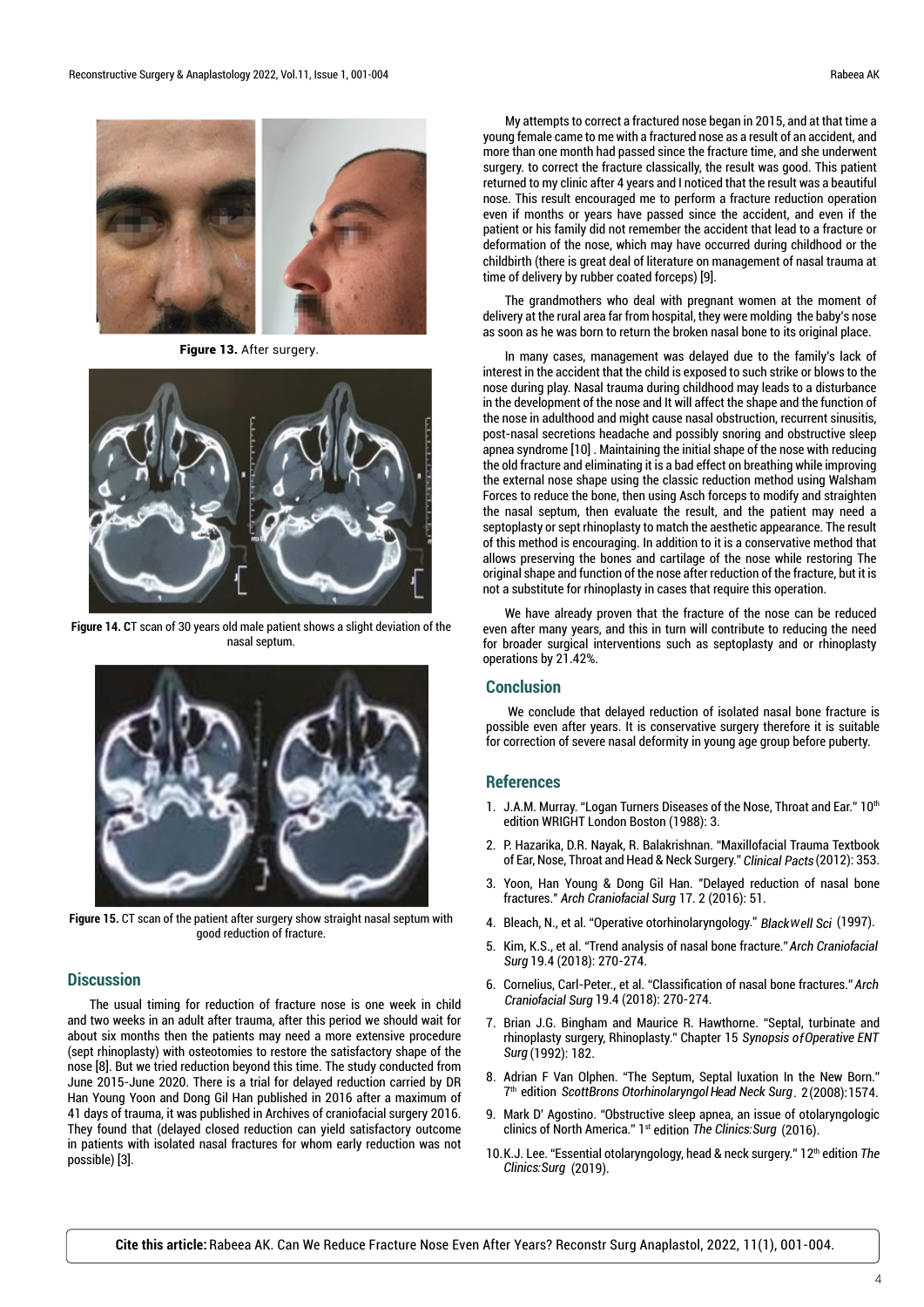**Figure 13.** After surgery.

**Figure 14.** CT scan of 30 years old male patient shows a slight deviation of the nasal septum.

**Figure 15.** CT scan of the patient after surgery show straight nasal septum with good reduction of fracture.

## Discussion

The usual timing for reduction of fracture nose is one week in child and two weeks in an adult after trauma, after this period we should wait for about six months then the patients may need a more extensive procedure (sept rhinoplasty) with osteotomies to restore the satisfactory shape of the nose [8]. But we tried reduction beyond this time. The study conducted from June 2015-June 2020. There is a trial for delayed reduction carried by DR Han Young Yoon and Dong Gil Han published in 2016 after a maximum of 41 days of trauma, it was published in Archives of craniofacial surgery 2016. They found that (delayed closed reduction can yield satisfactory outcome in patients with isolated nasal fractures for whom early reduction was not possible) [3].

My attempts to correct a fractured nose began in 2015, and at that time a young female came to me with a fractured nose as a result of an accident, and more than one month had passed since the fracture time, and she underwent surgery. to correct the fracture classically, the result was good. This patient returned to my clinic after 4 years and I noticed that the result was a beautiful nose. This result encouraged me to perform a fracture reduction operation even if months or years have passed since the accident, and even if the patient or his family did not remember the accident that lead to a fracture or deformation of the nose, which may have occurred during childhood or the childbirth (there is great deal of literature on management of nasal trauma at time of delivery by rubber coated forceps) [9].

The grandmothers who deal with pregnant women at the moment of delivery at the rural area far from hospital, they were molding the baby's nose as soon as he was born to return the broken nasal bone to its original place.

In many cases, management was delayed due to the family's lack of interest in the accident that the child is exposed to such strike or blows to the nose during play. Nasal trauma during childhood may leads to a disturbance in the development of the nose and It will affect the shape and the function of the nose in adulthood and might cause nasal obstruction, recurrent sinusitis, post-nasal secretions headache and possibly snoring and obstructive sleep apnea syndrome [10] . Maintaining the initial shape of the nose with reducing the old fracture and eliminating it is a bad effect on breathing while improving the external nose shape using the classic reduction method using Walsham Forces to reduce the bone, then using Asch forceps to modify and straighten the nasal septum, then evaluate the result, and the patient may need a septoplasty or sept rhinoplasty to match the aesthetic appearance. The result of this method is encouraging. In addition to it is a conservative method that allows preserving the bones and cartilage of the nose while restoring The original shape and function of the nose after reduction of the fracture, but it is not a substitute for rhinoplasty in cases that require this operation.

We have already proven that the fracture of the nose can be reduced even after many years, and this in turn will contribute to reducing the need for broader surgical interventions such as septoplasty and or rhinoplasty operations by 21.42%.

## Conclusion

We conclude that delayed reduction of isolated nasal bone fracture is possible even after years. It is conservative surgery therefore it is suitable for correction of severe nasal deformity in young age group before puberty.

## References

1. J.A.M. Murray. "Logan Turners Diseases of the Nose, Throat and Ear." 10th edition WRIGHT London Boston (1988): 3.
2. P. Hazarika, D.R. Nayak, R. Balakrishnan. "Maxillofacial Trauma Textbook of Ear, Nose, Throat and Head & Neck Surgery." *Clinical Pacts* (2012): 353.
3. Yoon, Han Young & Dong Gil Han. "Delayed reduction of nasal bone fractures." *Arch Craniofacial Surg* 17. 2 (2016): 51.
4. Bleach, N., et al. "Operative otorhinolaryngology." *BlackWell Sci* (1997).
5. Kim, K.S., et al. "Trend analysis of nasal bone fracture." *Arch Craniofacial Surg* 19.4 (2018): 270-274.
6. Cornelius, Carl-Peter., et al. "Classification of nasal bone fractures." *Arch Craniofacial Surg* 19.4 (2018): 270-274.
7. Brian J.G. Bingham and Maurice R. Hawthorne. "Septal, turbinate and rhinoplasty surgery, Rhinoplasty." Chapter 15 *Synopsis of Operative ENT Surg* (1992): 182.
8. Adrian F Van Olphen. "The Septum, Septal luxation In the New Born." 7th edition *ScottBrons Otorhinolaryngol Head Neck Surg*. 2(2008):1574.
9. Mark D' Agostino. "Obstructive sleep apnea, an issue of otolaryngologic clinics of North America." 1st edition *The Clinics:Surg* (2016).
10. K.J. Lee. "Essential otolaryngology, head & neck surgery." 12th edition *The Clinics:Surg* (2019).

**Cite this article:** Rabeea AK. Can We Reduce Fracture Nose Even After Years? Reconstr Surg Anaplastol, 2022, 11(1), 001-004.